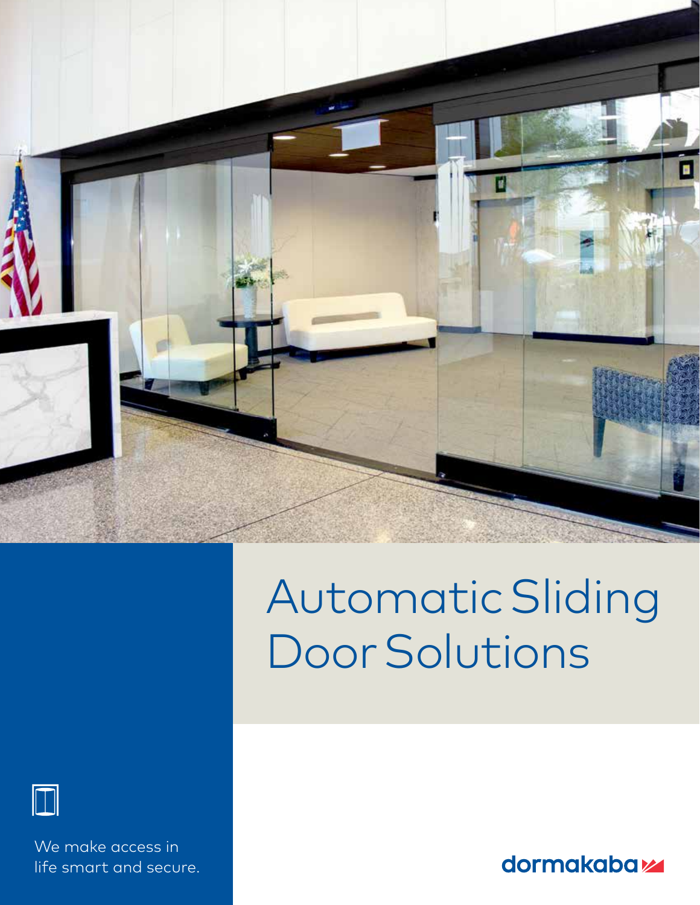# Automatic Sliding Door Solutions

We make access in life smart and secure.

dormakaba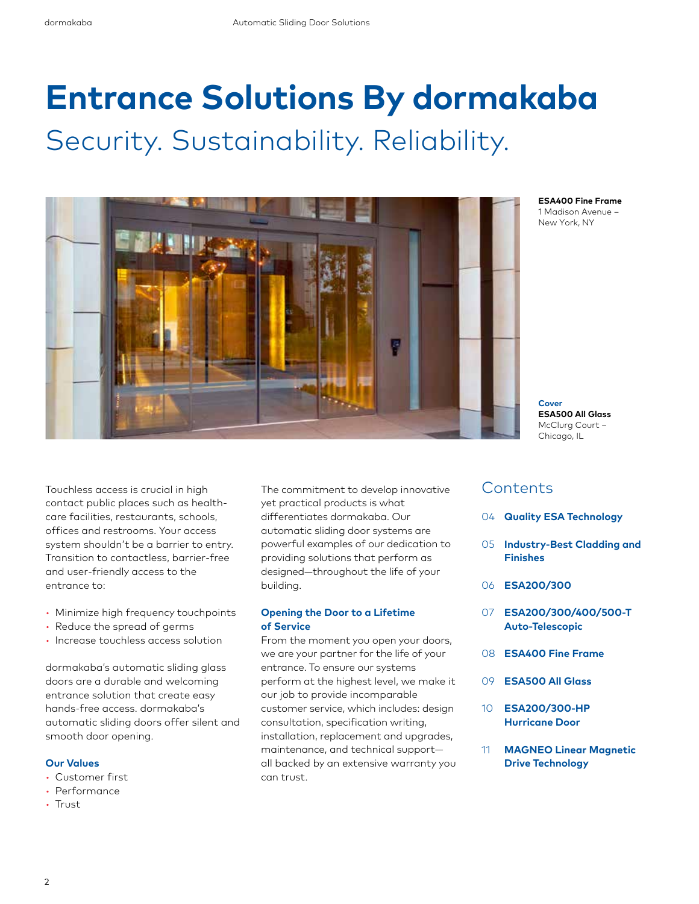# Entrance Solutions By dormakaba

## Security. Sustainability. Reliability.

**ESA400 Fine Frame**
1 Madison Avenue – New York, NY

**Cover**
**ESA500 All Glass**
McClurg Court – Chicago, IL

Touchless access is crucial in high contact public places such as healthcare facilities, restaurants, schools, offices and restrooms. Your access system shouldn't be a barrier to entry. Transition to contactless, barrier-free and user-friendly access to the entrance to:

- Minimize high frequency touchpoints
- Reduce the spread of germs
- Increase touchless access solution

dormakaba's automatic sliding glass doors are a durable and welcoming entrance solution that create easy hands-free access. dormakaba's automatic sliding doors offer silent and smooth door opening.

### Our Values

- Customer first
- Performance
- Trust

The commitment to develop innovative yet practical products is what differentiates dormakaba. Our automatic sliding door systems are powerful examples of our dedication to providing solutions that perform as designed—throughout the life of your building.

### Opening the Door to a Lifetime of Service

From the moment you open your doors, we are your partner for the life of your entrance. To ensure our systems perform at the highest level, we make it our job to provide incomparable customer service, which includes: design consultation, specification writing, installation, replacement and upgrades, maintenance, and technical support—all backed by an extensive warranty you can trust.

## Contents

04 **Quality ESA Technology**

05 **Industry-Best Cladding and Finishes**

06 **ESA200/300**

07 **ESA200/300/400/500-T Auto-Telescopic**

08 **ESA400 Fine Frame**

09 **ESA500 All Glass**

10 **ESA200/300-HP Hurricane Door**

11 **MAGNEO Linear Magnetic Drive Technology**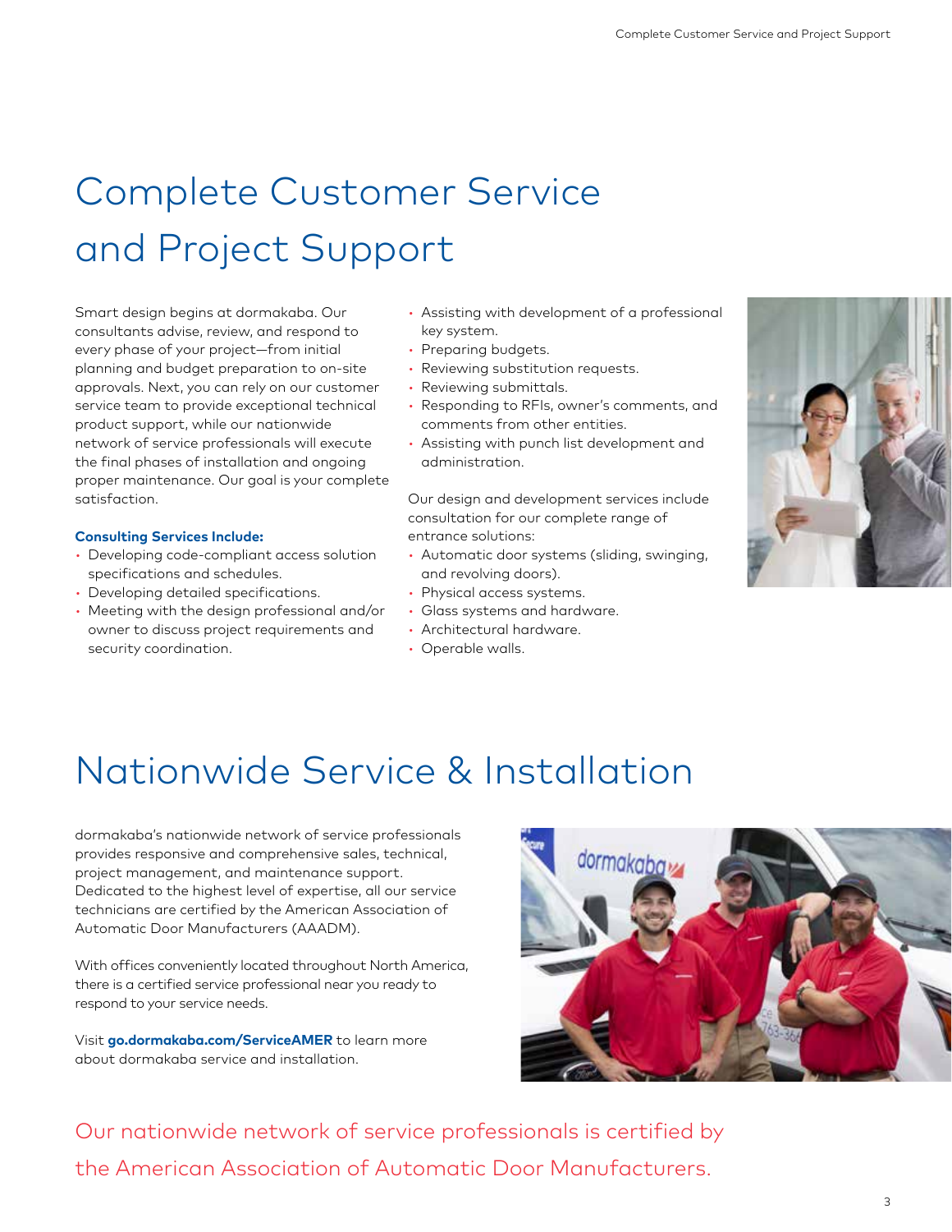# Complete Customer Service and Project Support

Smart design begins at dormakaba. Our consultants advise, review, and respond to every phase of your project—from initial planning and budget preparation to on-site approvals. Next, you can rely on our customer service team to provide exceptional technical product support, while our nationwide network of service professionals will execute the final phases of installation and ongoing proper maintenance. Our goal is your complete satisfaction.

**Consulting Services Include:**

- Developing code-compliant access solution specifications and schedules.
- Developing detailed specifications.
- Meeting with the design professional and/or owner to discuss project requirements and security coordination.
- Assisting with development of a professional key system.
- Preparing budgets.
- Reviewing substitution requests.
- Reviewing submittals.
- Responding to RFIs, owner's comments, and comments from other entities.
- Assisting with punch list development and administration.

Our design and development services include consultation for our complete range of entrance solutions:

- Automatic door systems (sliding, swinging, and revolving doors).
- Physical access systems.
- Glass systems and hardware.
- Architectural hardware.
- Operable walls.

# Nationwide Service & Installation

dormakaba's nationwide network of service professionals provides responsive and comprehensive sales, technical, project management, and maintenance support. Dedicated to the highest level of expertise, all our service technicians are certified by the American Association of Automatic Door Manufacturers (AAADM).

With offices conveniently located throughout North America, there is a certified service professional near you ready to respond to your service needs.

Visit **go.dormakaba.com/ServiceAMER** to learn more about dormakaba service and installation.

Our nationwide network of service professionals is certified by the American Association of Automatic Door Manufacturers.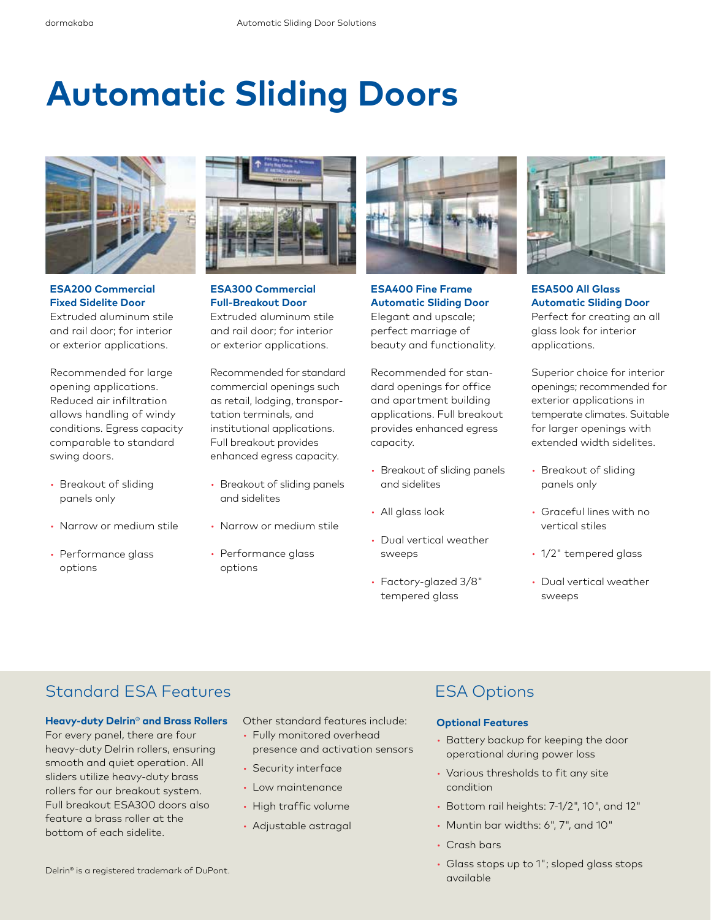# Automatic Sliding Doors

### ESA200 Commercial Fixed Sidelite Door

Extruded aluminum stile and rail door; for interior or exterior applications.

Recommended for large opening applications. Reduced air infiltration allows handling of windy conditions. Egress capacity comparable to standard swing doors.

- Breakout of sliding panels only
- Narrow or medium stile
- Performance glass options

### ESA300 Commercial Full-Breakout Door

Extruded aluminum stile and rail door; for interior or exterior applications.

Recommended for standard commercial openings such as retail, lodging, transportation terminals, and institutional applications. Full breakout provides enhanced egress capacity.

- Breakout of sliding panels and sidelites
- Narrow or medium stile
- Performance glass options

### ESA400 Fine Frame Automatic Sliding Door

Elegant and upscale; perfect marriage of beauty and functionality.

Recommended for standard openings for office and apartment building applications. Full breakout provides enhanced egress capacity.

- Breakout of sliding panels and sidelites
- All glass look
- Dual vertical weather sweeps
- Factory-glazed 3/8" tempered glass

### ESA500 All Glass Automatic Sliding Door

Perfect for creating an all glass look for interior applications.

Superior choice for interior openings; recommended for exterior applications in temperate climates. Suitable for larger openings with extended width sidelites.

- Breakout of sliding panels only
- Graceful lines with no vertical stiles
- 1/2" tempered glass
- Dual vertical weather sweeps

## Standard ESA Features

**Heavy-duty Delrin® and Brass Rollers**

For every panel, there are four heavy-duty Delrin rollers, ensuring smooth and quiet operation. All sliders utilize heavy-duty brass rollers for our breakout system. Full breakout ESA300 doors also feature a brass roller at the bottom of each sidelite.

Other standard features include:

- Fully monitored overhead presence and activation sensors
- Security interface
- Low maintenance
- High traffic volume
- Adjustable astragal

Delrin® is a registered trademark of DuPont.

## ESA Options

**Optional Features**

- Battery backup for keeping the door operational during power loss
- Various thresholds to fit any site condition
- Bottom rail heights: 7-1/2", 10", and 12"
- Muntin bar widths: 6", 7", and 10"
- Crash bars
- Glass stops up to 1"; sloped glass stops available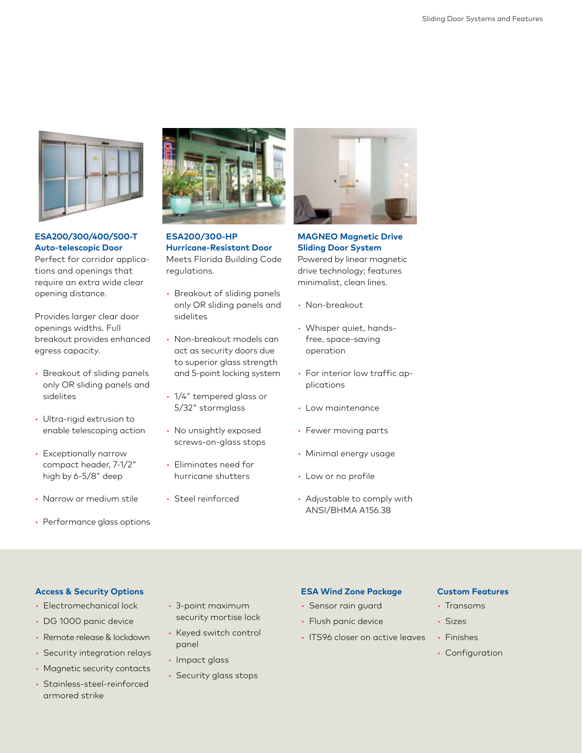### ESA200/300/400/500-T Auto-telescopic Door

Perfect for corridor applications and openings that require an extra wide clear opening distance.

Provides larger clear door openings widths. Full breakout provides enhanced egress capacity.

- Breakout of sliding panels only OR sliding panels and sidelites
- Ultra-rigid extrusion to enable telescoping action
- Exceptionally narrow compact header, 7-1/2" high by 6-5/8" deep
- Narrow or medium stile
- Performance glass options

### ESA200/300-HP Hurricane-Resistant Door

Meets Florida Building Code regulations.

- Breakout of sliding panels only OR sliding panels and sidelites
- Non-breakout models can act as security doors due to superior glass strength and 5-point locking system
- 1/4" tempered glass or 5/32" stormglass
- No unsightly exposed screws-on-glass stops
- Eliminates need for hurricane shutters
- Steel reinforced

### MAGNEO Magnetic Drive Sliding Door System

Powered by linear magnetic drive technology; features minimalist, clean lines.

- Non-breakout
- Whisper quiet, hands-free, space-saving operation
- For interior low traffic applications
- Low maintenance
- Fewer moving parts
- Minimal energy usage
- Low or no profile
- Adjustable to comply with ANSI/BHMA A156.38

### Access & Security Options

- Electromechanical lock
- DG 1000 panic device
- Remote release & lockdown
- Security integration relays
- Magnetic security contacts
- Stainless-steel-reinforced armored strike
- 3-point maximum security mortise lock
- Keyed switch control panel
- Impact glass
- Security glass stops

### ESA Wind Zone Package

- Sensor rain guard
- Flush panic device
- ITS96 closer on active leaves

### Custom Features

- Transoms
- Sizes
- Finishes
- Configuration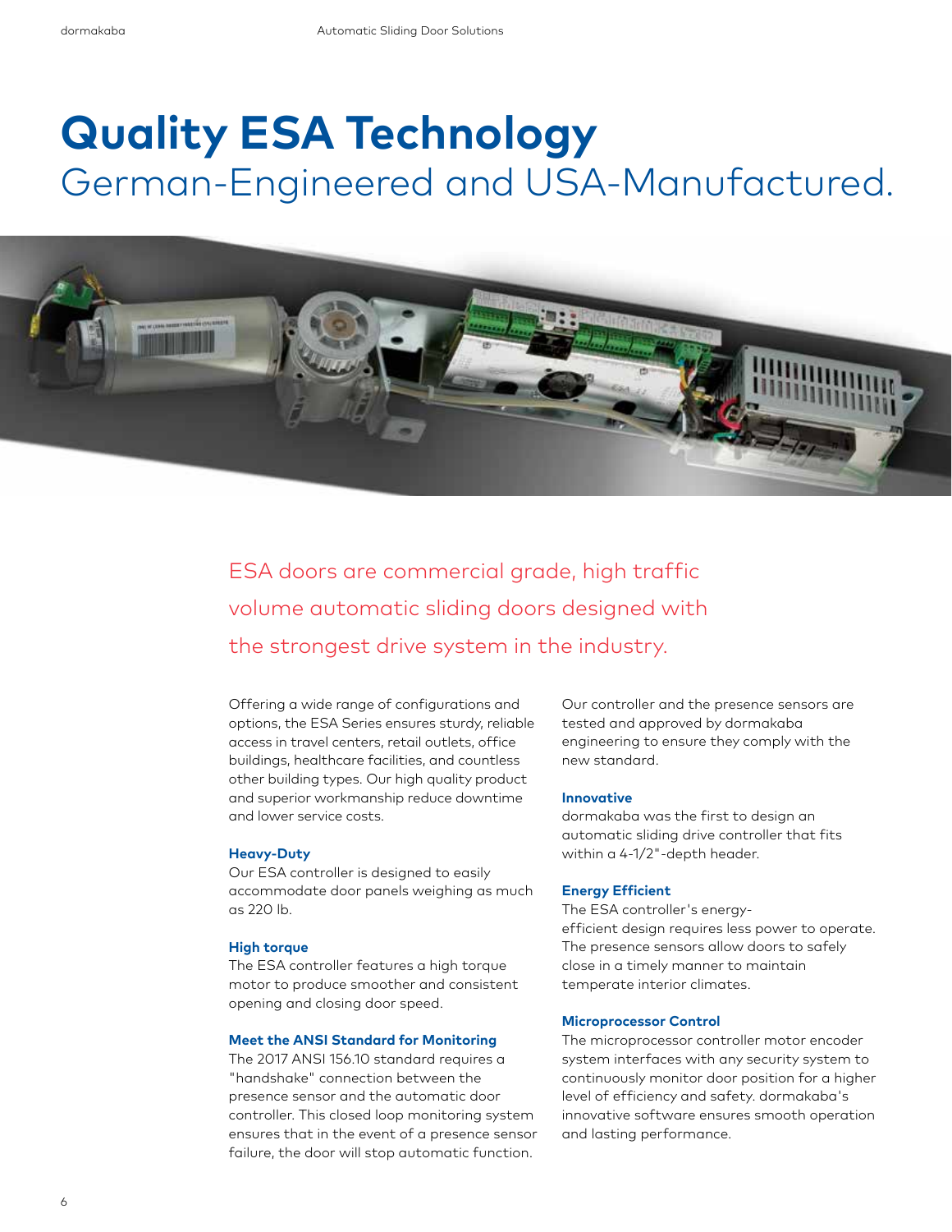# Quality ESA Technology

## German-Engineered and USA-Manufactured.

ESA doors are commercial grade, high traffic volume automatic sliding doors designed with the strongest drive system in the industry.

Offering a wide range of configurations and options, the ESA Series ensures sturdy, reliable access in travel centers, retail outlets, office buildings, healthcare facilities, and countless other building types. Our high quality product and superior workmanship reduce downtime and lower service costs.

**Heavy-Duty**
Our ESA controller is designed to easily accommodate door panels weighing as much as 220 lb.

**High torque**
The ESA controller features a high torque motor to produce smoother and consistent opening and closing door speed.

**Meet the ANSI Standard for Monitoring**
The 2017 ANSI 156.10 standard requires a "handshake" connection between the presence sensor and the automatic door controller. This closed loop monitoring system ensures that in the event of a presence sensor failure, the door will stop automatic function.

Our controller and the presence sensors are tested and approved by dormakaba engineering to ensure they comply with the new standard.

**Innovative**
dormakaba was the first to design an automatic sliding drive controller that fits within a 4-1/2"-depth header.

**Energy Efficient**
The ESA controller's energy-efficient design requires less power to operate. The presence sensors allow doors to safely close in a timely manner to maintain temperate interior climates.

**Microprocessor Control**
The microprocessor controller motor encoder system interfaces with any security system to continuously monitor door position for a higher level of efficiency and safety. dormakaba's innovative software ensures smooth operation and lasting performance.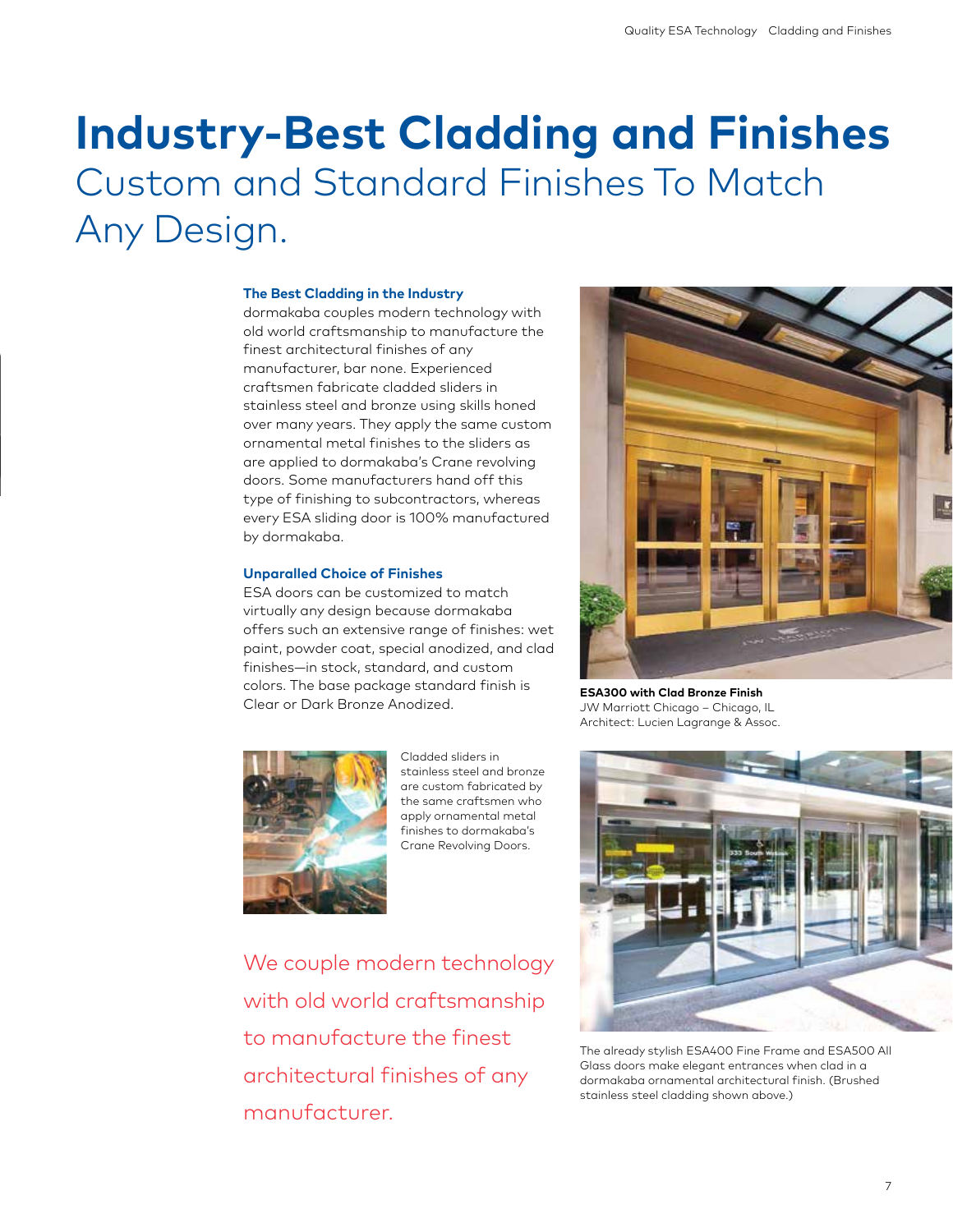# Industry-Best Cladding and Finishes

## Custom and Standard Finishes To Match Any Design.

### The Best Cladding in the Industry

dormakaba couples modern technology with old world craftsmanship to manufacture the finest architectural finishes of any manufacturer, bar none. Experienced craftsmen fabricate cladded sliders in stainless steel and bronze using skills honed over many years. They apply the same custom ornamental metal finishes to the sliders as are applied to dormakaba's Crane revolving doors. Some manufacturers hand off this type of finishing to subcontractors, whereas every ESA sliding door is 100% manufactured by dormakaba.

### Unparalled Choice of Finishes

ESA doors can be customized to match virtually any design because dormakaba offers such an extensive range of finishes: wet paint, powder coat, special anodized, and clad finishes—in stock, standard, and custom colors. The base package standard finish is Clear or Dark Bronze Anodized.

**ESA300 with Clad Bronze Finish**
JW Marriott Chicago – Chicago, IL
Architect: Lucien Lagrange & Assoc.

Cladded sliders in stainless steel and bronze are custom fabricated by the same craftsmen who apply ornamental metal finishes to dormakaba's Crane Revolving Doors.

The already stylish ESA400 Fine Frame and ESA500 All Glass doors make elegant entrances when clad in a dormakaba ornamental architectural finish. (Brushed stainless steel cladding shown above.)

We couple modern technology with old world craftsmanship to manufacture the finest architectural finishes of any manufacturer.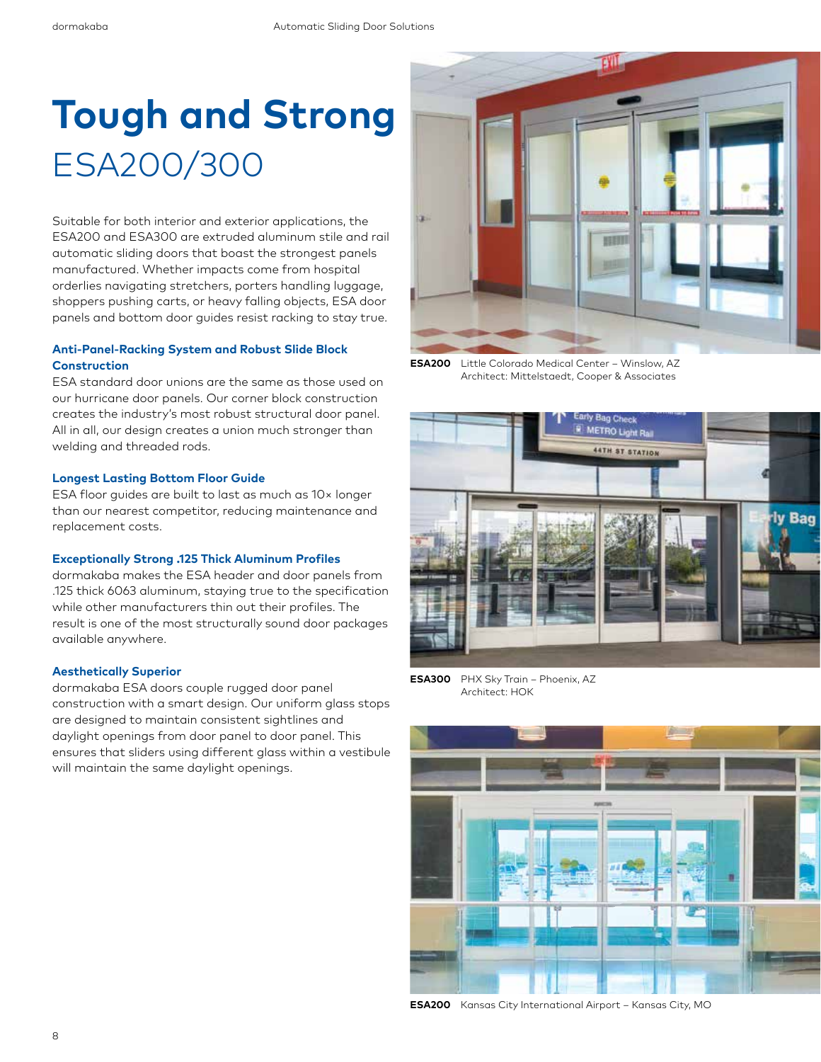# Tough and Strong

## ESA200/300

Suitable for both interior and exterior applications, the ESA200 and ESA300 are extruded aluminum stile and rail automatic sliding doors that boast the strongest panels manufactured. Whether impacts come from hospital orderlies navigating stretchers, porters handling luggage, shoppers pushing carts, or heavy falling objects, ESA door panels and bottom door guides resist racking to stay true.

### Anti-Panel-Racking System and Robust Slide Block Construction

ESA standard door unions are the same as those used on our hurricane door panels. Our corner block construction creates the industry's most robust structural door panel. All in all, our design creates a union much stronger than welding and threaded rods.

### Longest Lasting Bottom Floor Guide

ESA floor guides are built to last as much as 10× longer than our nearest competitor, reducing maintenance and replacement costs.

### Exceptionally Strong .125 Thick Aluminum Profiles

dormakaba makes the ESA header and door panels from .125 thick 6063 aluminum, staying true to the specification while other manufacturers thin out their profiles. The result is one of the most structurally sound door packages available anywhere.

### Aesthetically Superior

dormakaba ESA doors couple rugged door panel construction with a smart design. Our uniform glass stops are designed to maintain consistent sightlines and daylight openings from door panel to door panel. This ensures that sliders using different glass within a vestibule will maintain the same daylight openings.

**ESA200** Little Colorado Medical Center – Winslow, AZ
Architect: Mittelstaedt, Cooper & Associates

**ESA300** PHX Sky Train – Phoenix, AZ
Architect: HOK

**ESA200** Kansas City International Airport – Kansas City, MO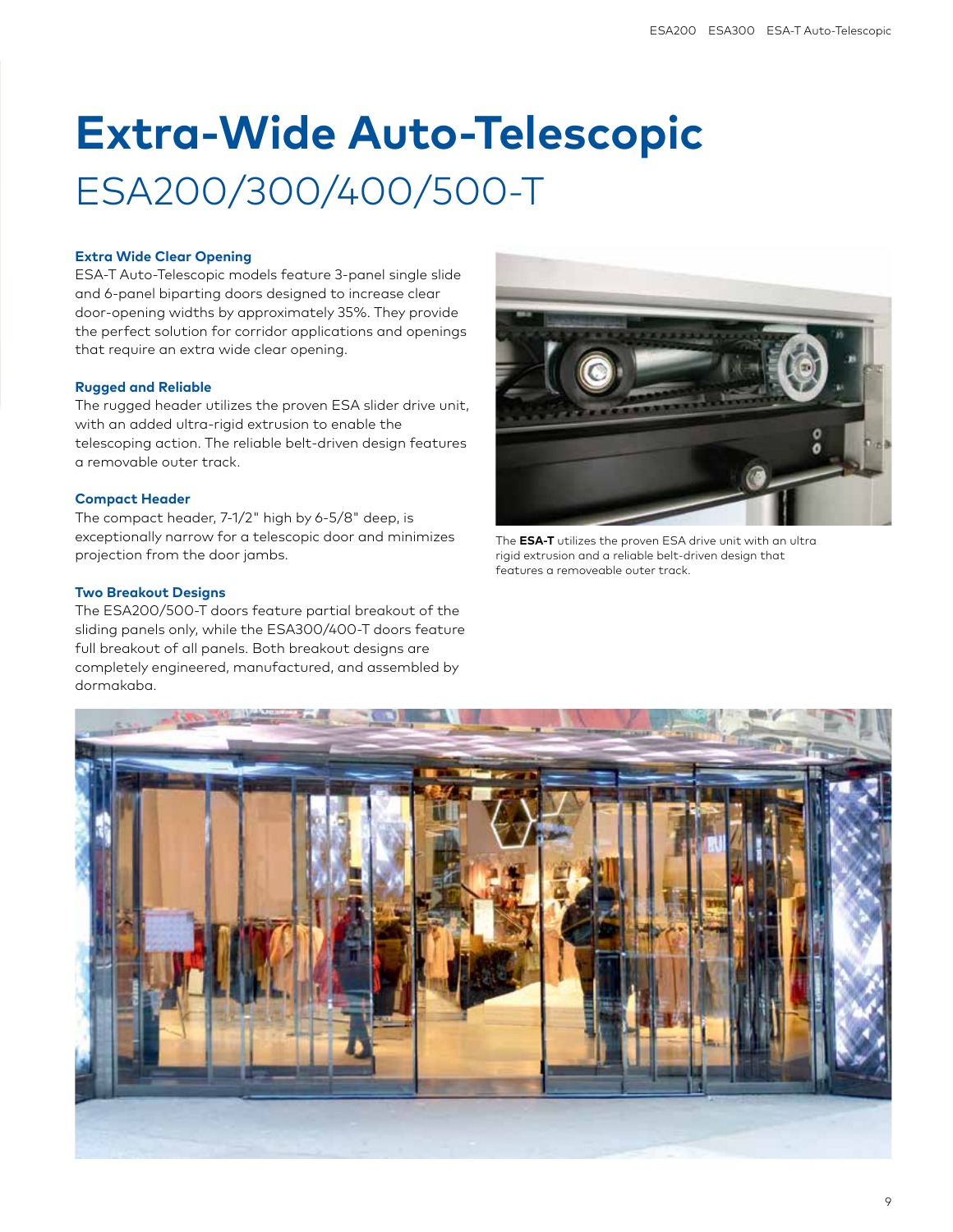# Extra-Wide Auto-Telescopic

## ESA200/300/400/500-T

### Extra Wide Clear Opening

ESA-T Auto-Telescopic models feature 3-panel single slide and 6-panel biparting doors designed to increase clear door-opening widths by approximately 35%. They provide the perfect solution for corridor applications and openings that require an extra wide clear opening.

### Rugged and Reliable

The rugged header utilizes the proven ESA slider drive unit, with an added ultra-rigid extrusion to enable the telescoping action. The reliable belt-driven design features a removable outer track.

### Compact Header

The compact header, 7-1/2" high by 6-5/8" deep, is exceptionally narrow for a telescopic door and minimizes projection from the door jambs.

### Two Breakout Designs

The ESA200/500-T doors feature partial breakout of the sliding panels only, while the ESA300/400-T doors feature full breakout of all panels. Both breakout designs are completely engineered, manufactured, and assembled by dormakaba.

The **ESA-T** utilizes the proven ESA drive unit with an ultra rigid extrusion and a reliable belt-driven design that features a removeable outer track.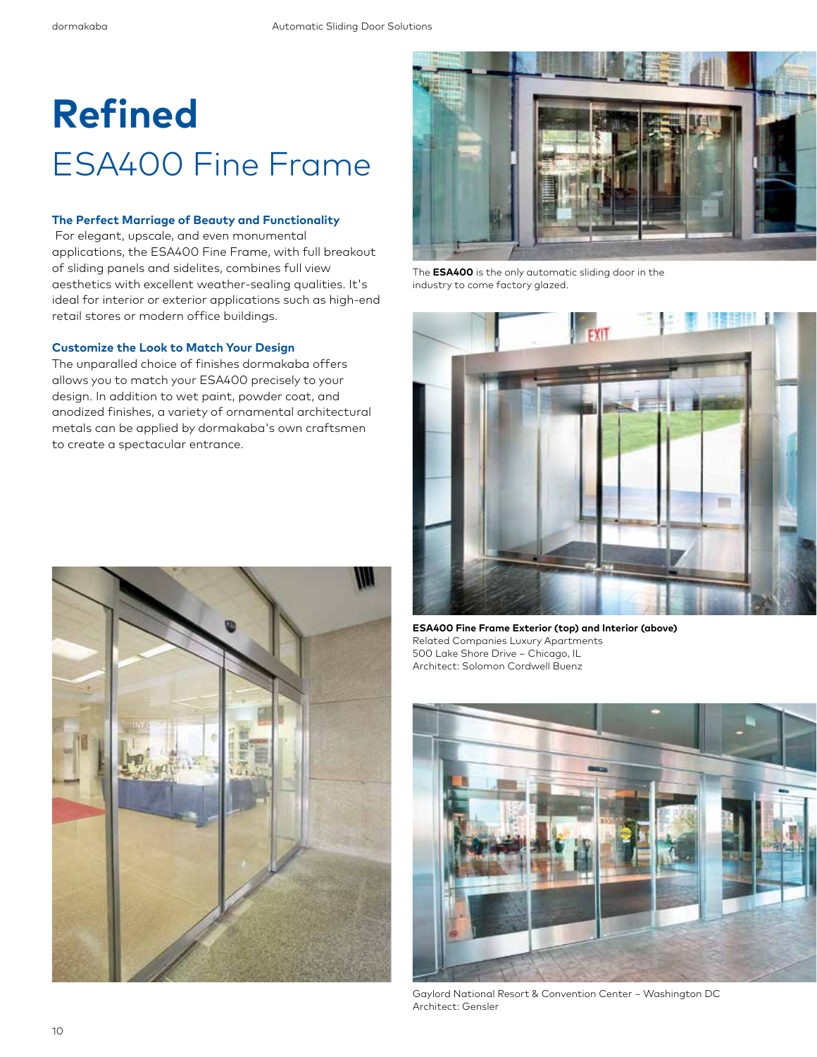# Refined

## ESA400 Fine Frame

### The Perfect Marriage of Beauty and Functionality

For elegant, upscale, and even monumental applications, the ESA400 Fine Frame, with full breakout of sliding panels and sidelites, combines full view aesthetics with excellent weather-sealing qualities. It's ideal for interior or exterior applications such as high-end retail stores or modern office buildings.

### Customize the Look to Match Your Design

The unparalled choice of finishes dormakaba offers allows you to match your ESA400 precisely to your design. In addition to wet paint, powder coat, and anodized finishes, a variety of ornamental architectural metals can be applied by dormakaba's own craftsmen to create a spectacular entrance.

The **ESA400** is the only automatic sliding door in the industry to come factory glazed.

**ESA400 Fine Frame Exterior (top) and Interior (above)**
Related Companies Luxury Apartments
500 Lake Shore Drive – Chicago, IL
Architect: Solomon Cordwell Buenz

Gaylord National Resort & Convention Center – Washington DC
Architect: Gensler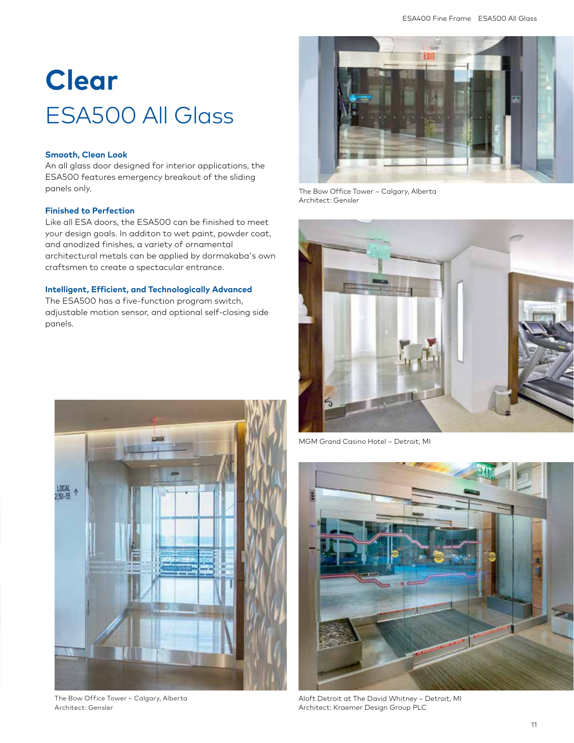# Clear

## ESA500 All Glass

### Smooth, Clean Look

An all glass door designed for interior applications, the ESA500 features emergency breakout of the sliding panels only.

### Finished to Perfection

Like all ESA doors, the ESA500 can be finished to meet your design goals. In additon to wet paint, powder coat, and anodized finishes, a variety of ornamental architectural metals can be applied by dormakaba's own craftsmen to create a spectacular entrance.

### Intelligent, Efficient, and Technologically Advanced

The ESA500 has a five-function program switch, adjustable motion sensor, and optional self-closing side panels.

The Bow Office Tower – Calgary, Alberta
Architect: Gensler

MGM Grand Casino Hotel – Detroit, MI

The Bow Office Tower – Calgary, Alberta
Architect: Gensler

Aloft Detroit at The David Whitney – Detroit, MI
Architect: Kraemer Design Group PLC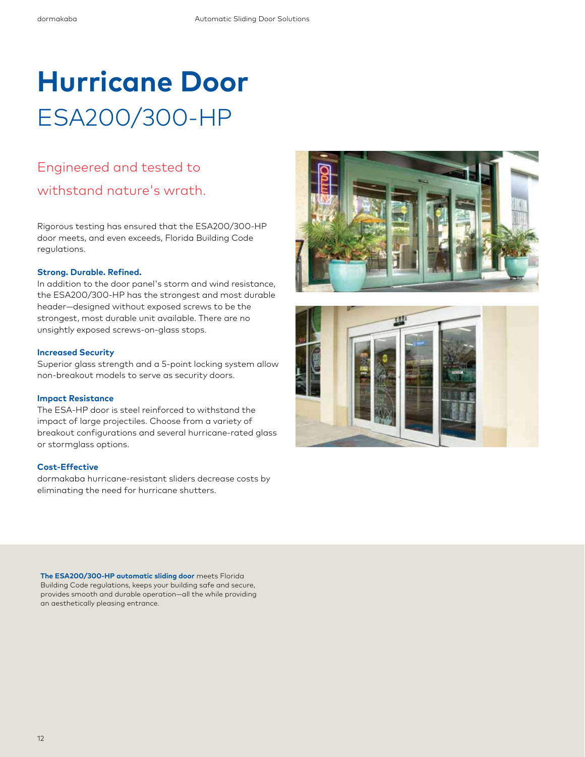# Hurricane Door

## ESA200/300-HP

Engineered and tested to withstand nature's wrath.

Rigorous testing has ensured that the ESA200/300-HP door meets, and even exceeds, Florida Building Code regulations.

**Strong. Durable. Refined.**
In addition to the door panel's storm and wind resistance, the ESA200/300-HP has the strongest and most durable header—designed without exposed screws to be the strongest, most durable unit available. There are no unsightly exposed screws-on-glass stops.

**Increased Security**
Superior glass strength and a 5-point locking system allow non-breakout models to serve as security doors.

**Impact Resistance**
The ESA-HP door is steel reinforced to withstand the impact of large projectiles. Choose from a variety of breakout configurations and several hurricane-rated glass or stormglass options.

**Cost-Effective**
dormakaba hurricane-resistant sliders decrease costs by eliminating the need for hurricane shutters.

**The ESA200/300-HP automatic sliding door** meets Florida Building Code regulations, keeps your building safe and secure, provides smooth and durable operation—all the while providing an aesthetically pleasing entrance.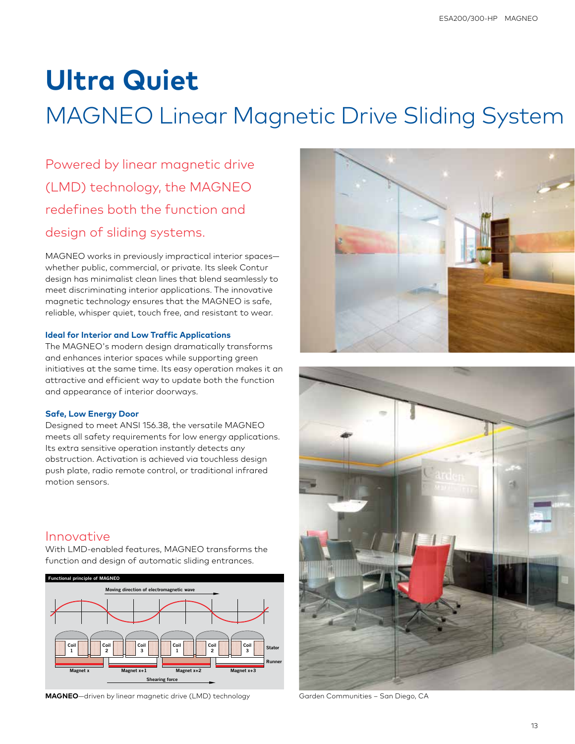// Ultra Quiet

## MAGNEO Linear Magnetic Drive Sliding System

Powered by linear magnetic drive (LMD) technology, the MAGNEO redefines both the function and design of sliding systems.

MAGNEO works in previously impractical interior spaces—whether public, commercial, or private. Its sleek Contur design has minimalist clean lines that blend seamlessly to meet discriminating interior applications. The innovative magnetic technology ensures that the MAGNEO is safe, reliable, whisper quiet, touch free, and resistant to wear.

### Ideal for Interior and Low Traffic Applications

The MAGNEO's modern design dramatically transforms and enhances interior spaces while supporting green initiatives at the same time. Its easy operation makes it an attractive and efficient way to update both the function and appearance of interior doorways.

### Safe, Low Energy Door

Designed to meet ANSI 156.38, the versatile MAGNEO meets all safety requirements for low energy applications. Its extra sensitive operation instantly detects any obstruction. Activation is achieved via touchless design push plate, radio remote control, or traditional infrared motion sensors.

## Innovative

With LMD-enabled features, MAGNEO transforms the function and design of automatic sliding entrances.

**Functional principle of MAGNEO**

Moving direction of electromagnetic wave

Coil 1 | Coil 2 | Coil 3 | Coil 1 | Coil 2 | Coil 3 — Stator

Runner

Magnet x | Magnet x+1 | Magnet x+2 | Magnet x+3

Shearing force

**MAGNEO**—driven by linear magnetic drive (LMD) technology

Garden Communities – San Diego, CA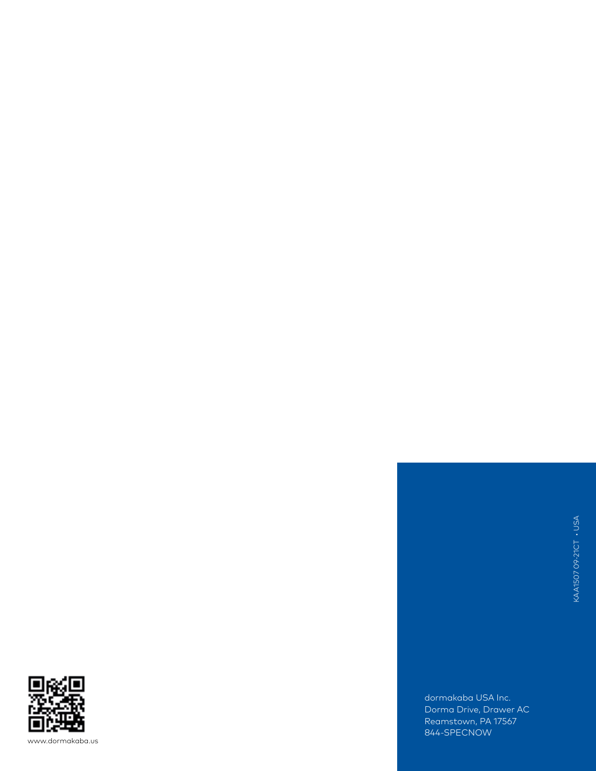www.dormakaba.us

dormakaba USA Inc.
Dorma Drive, Drawer AC
Reamstown, PA 17567
844-SPECNOW

KAA1507 09-21CT • USA